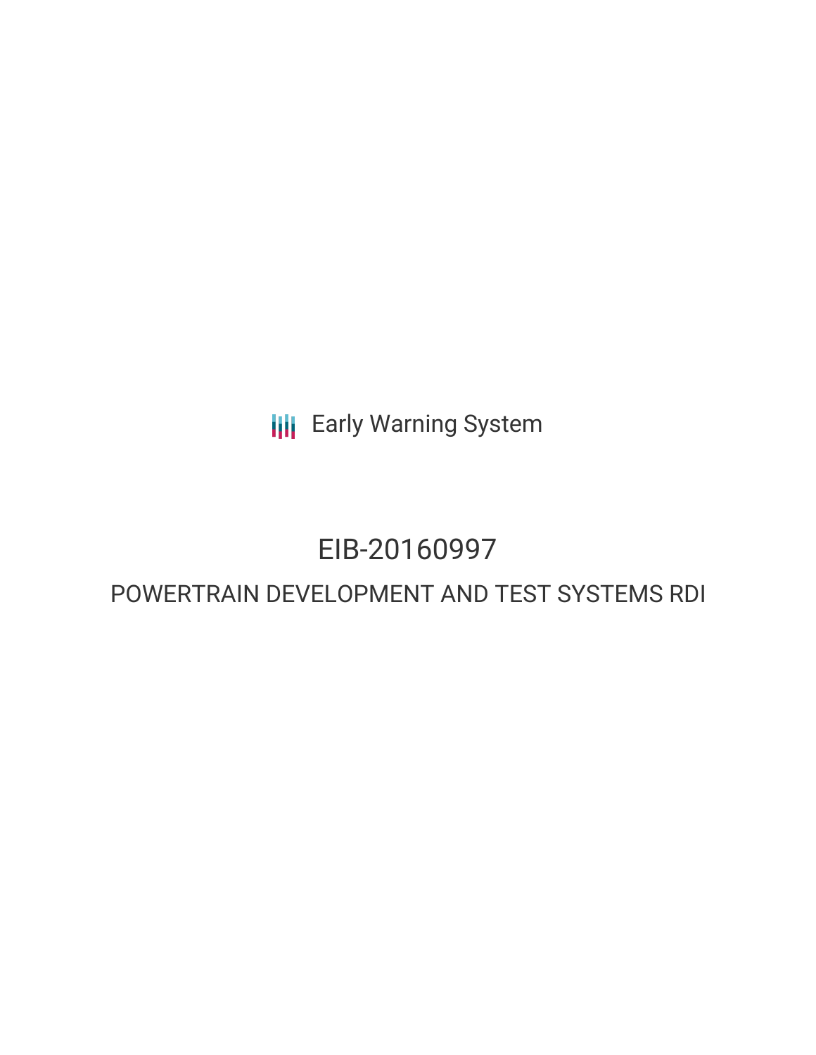Early Warning System

# EIB-20160997

## POWERTRAIN DEVELOPMENT AND TEST SYSTEMS RDI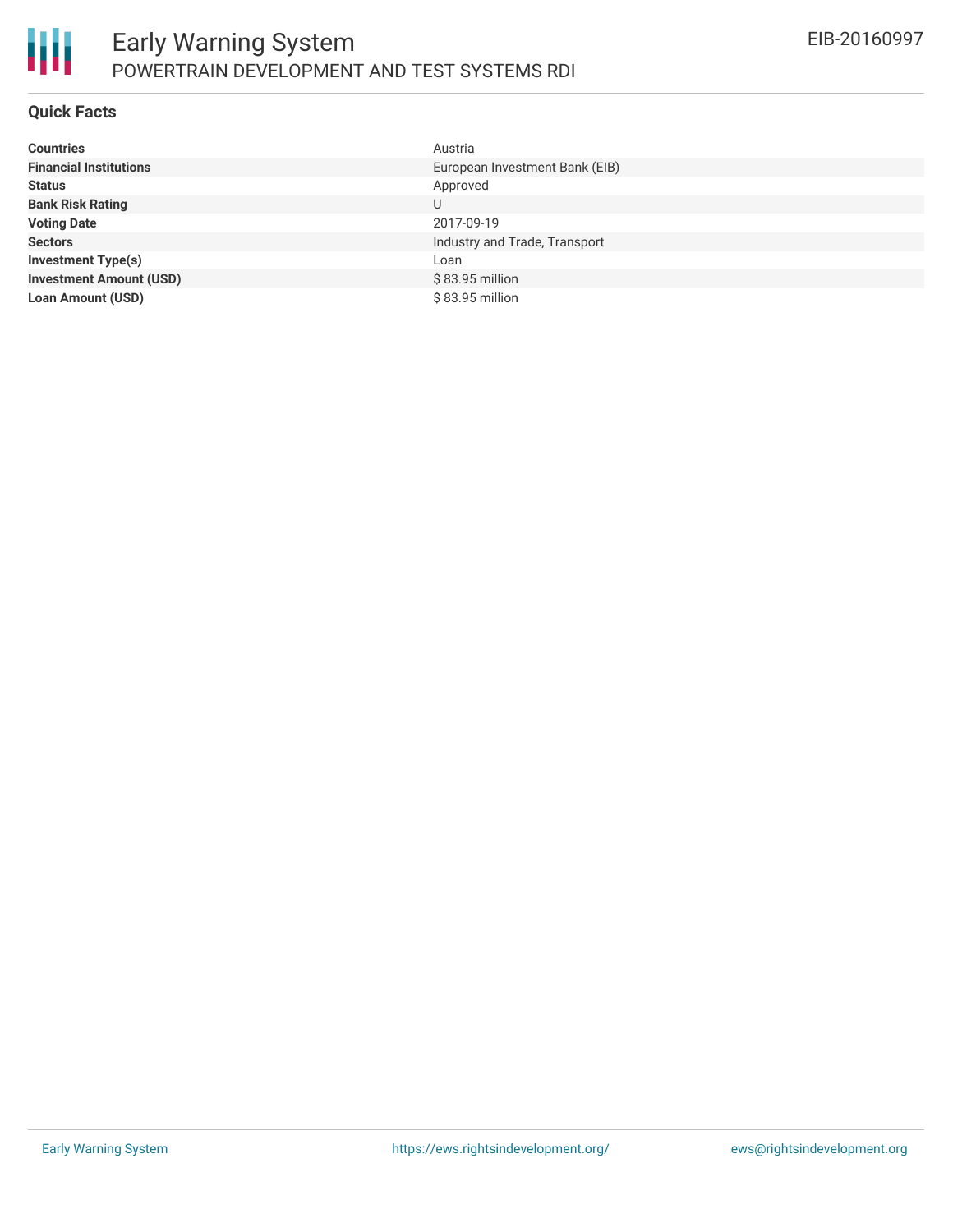## Quick Facts

| | |
|---|---|
| **Countries** | Austria |
| **Financial Institutions** | European Investment Bank (EIB) |
| **Status** | Approved |
| **Bank Risk Rating** | U |
| **Voting Date** | 2017-09-19 |
| **Sectors** | Industry and Trade, Transport |
| **Investment Type(s)** | Loan |
| **Investment Amount (USD)** | $ 83.95 million |
| **Loan Amount (USD)** | $ 83.95 million |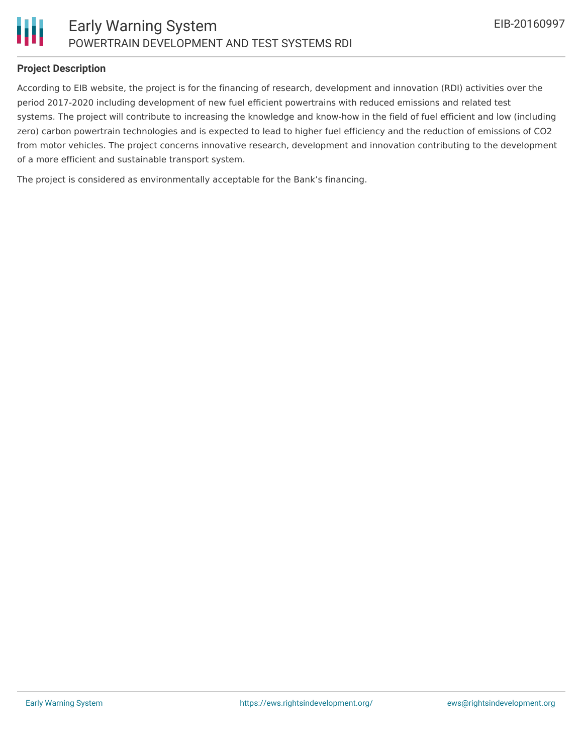**Project Description**

According to EIB website, the project is for the financing of research, development and innovation (RDI) activities over the period 2017-2020 including development of new fuel efficient powertrains with reduced emissions and related test systems. The project will contribute to increasing the knowledge and know-how in the field of fuel efficient and low (including zero) carbon powertrain technologies and is expected to lead to higher fuel efficiency and the reduction of emissions of $CO_2$ from motor vehicles. The project concerns innovative research, development and innovation contributing to the development of a more efficient and sustainable transport system.

The project is considered as environmentally acceptable for the Bank's financing.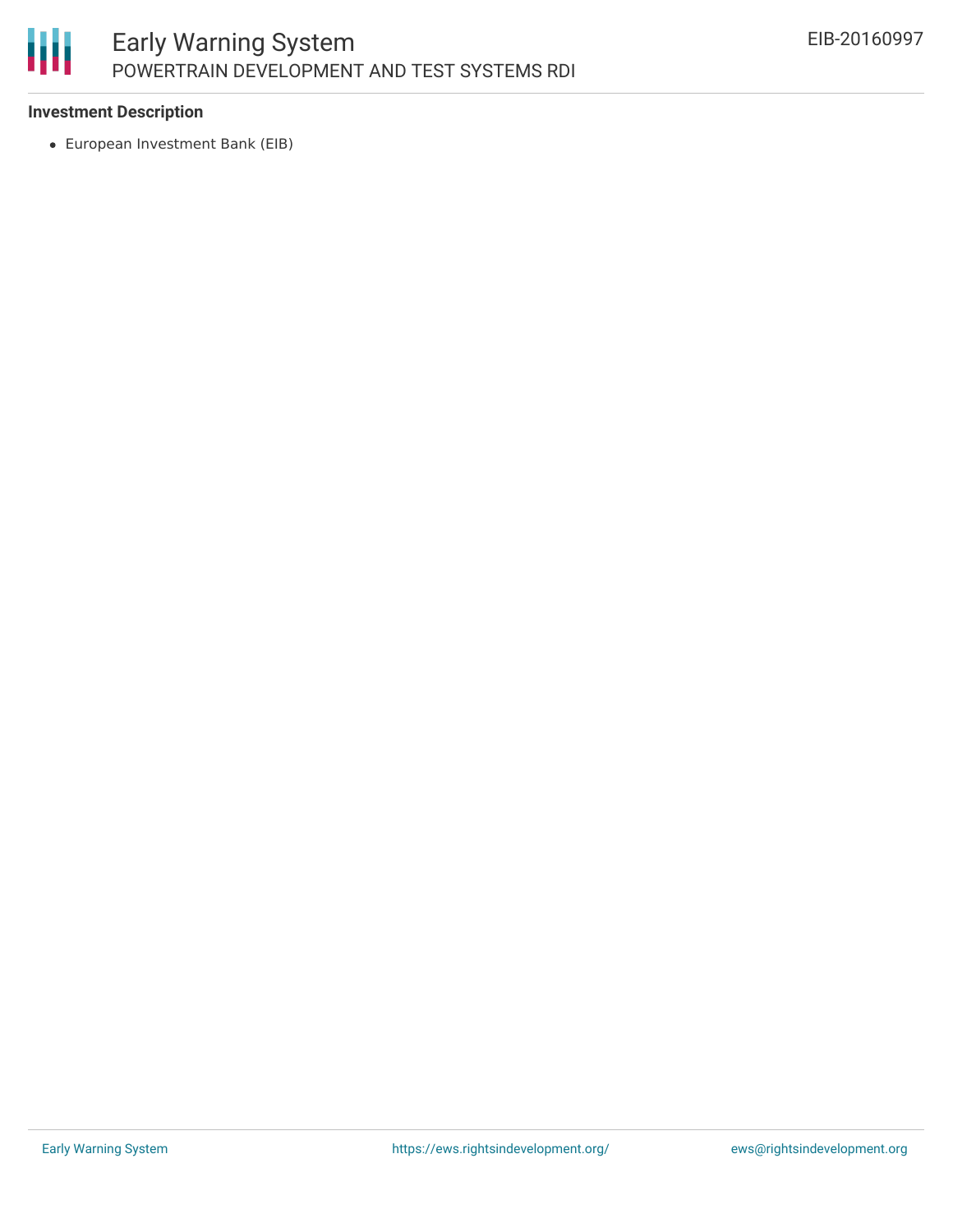**Investment Description**

- European Investment Bank (EIB)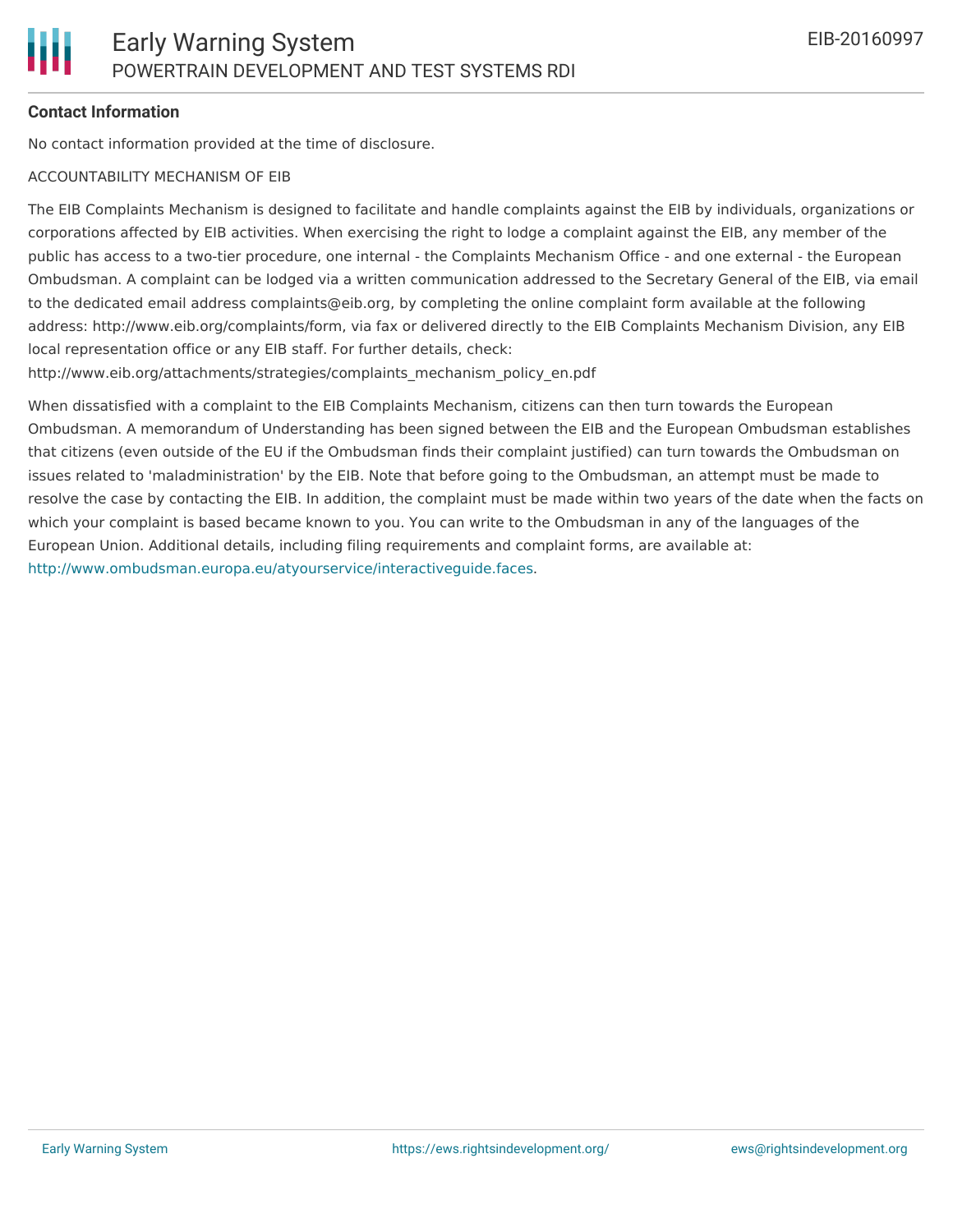**Contact Information**

No contact information provided at the time of disclosure.

ACCOUNTABILITY MECHANISM OF EIB

The EIB Complaints Mechanism is designed to facilitate and handle complaints against the EIB by individuals, organizations or corporations affected by EIB activities. When exercising the right to lodge a complaint against the EIB, any member of the public has access to a two-tier procedure, one internal - the Complaints Mechanism Office - and one external - the European Ombudsman. A complaint can be lodged via a written communication addressed to the Secretary General of the EIB, via email to the dedicated email address complaints@eib.org, by completing the online complaint form available at the following address: http://www.eib.org/complaints/form, via fax or delivered directly to the EIB Complaints Mechanism Division, any EIB local representation office or any EIB staff. For further details, check: http://www.eib.org/attachments/strategies/complaints_mechanism_policy_en.pdf

When dissatisfied with a complaint to the EIB Complaints Mechanism, citizens can then turn towards the European Ombudsman. A memorandum of Understanding has been signed between the EIB and the European Ombudsman establishes that citizens (even outside of the EU if the Ombudsman finds their complaint justified) can turn towards the Ombudsman on issues related to 'maladministration' by the EIB. Note that before going to the Ombudsman, an attempt must be made to resolve the case by contacting the EIB. In addition, the complaint must be made within two years of the date when the facts on which your complaint is based became known to you. You can write to the Ombudsman in any of the languages of the European Union. Additional details, including filing requirements and complaint forms, are available at: http://www.ombudsman.europa.eu/atyourservice/interactiveguide.faces.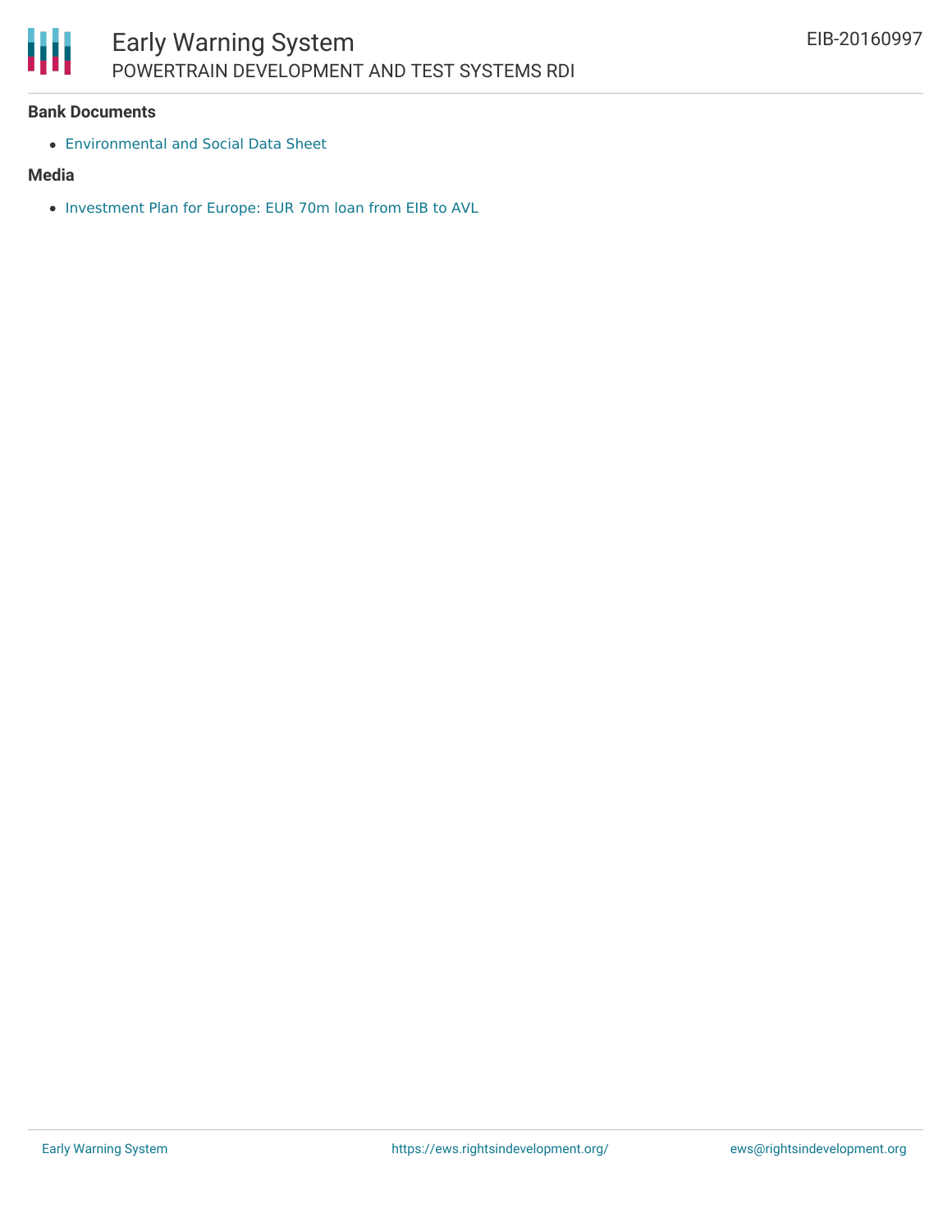**Bank Documents**

- Environmental and Social Data Sheet

**Media**

- Investment Plan for Europe: EUR 70m loan from EIB to AVL